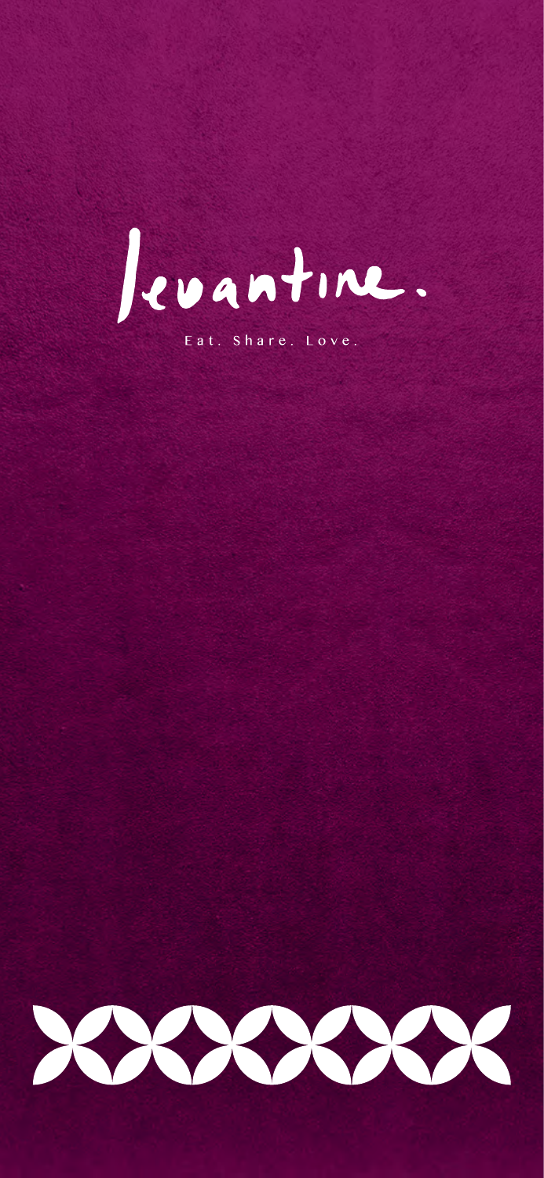# levantine.

Eat. Share. Love.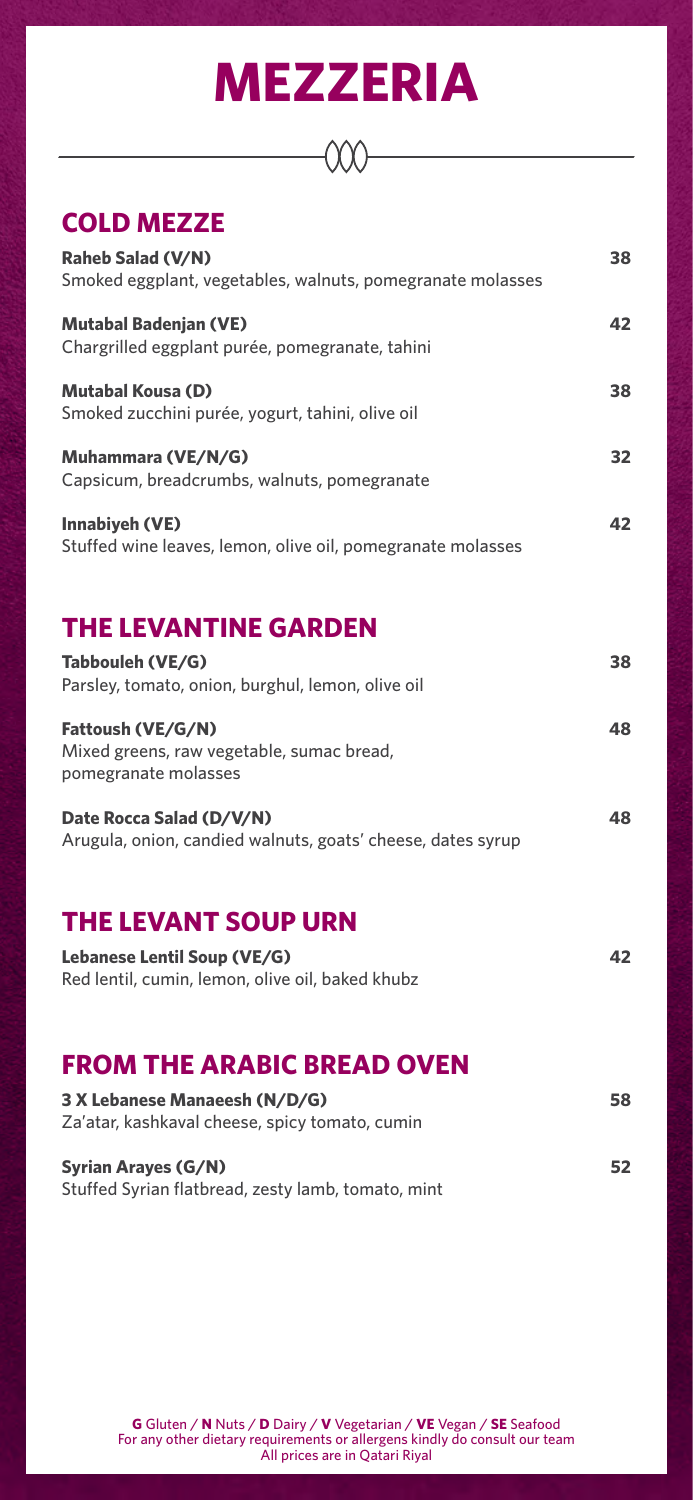# MEZZERIA

## COLD MEZZE

**Raheb Salad (V/N)** — 38
Smoked eggplant, vegetables, walnuts, pomegranate molasses

**Mutabal Badenjan (VE)** — 42
Chargrilled eggplant purée, pomegranate, tahini

**Mutabal Kousa (D)** — 38
Smoked zucchini purée, yogurt, tahini, olive oil

**Muhammara (VE/N/G)** — 32
Capsicum, breadcrumbs, walnuts, pomegranate

**Innabiyeh (VE)** — 42
Stuffed wine leaves, lemon, olive oil, pomegranate molasses

## THE LEVANTINE GARDEN

**Tabbouleh (VE/G)** — 38
Parsley, tomato, onion, burghul, lemon, olive oil

**Fattoush (VE/G/N)** — 48
Mixed greens, raw vegetable, sumac bread, pomegranate molasses

**Date Rocca Salad (D/V/N)** — 48
Arugula, onion, candied walnuts, goats' cheese, dates syrup

## THE LEVANT SOUP URN

**Lebanese Lentil Soup (VE/G)** — 42
Red lentil, cumin, lemon, olive oil, baked khubz

## FROM THE ARABIC BREAD OVEN

**3 X Lebanese Manaeesh (N/D/G)** — 58
Za'atar, kashkaval cheese, spicy tomato, cumin

**Syrian Arayes (G/N)** — 52
Stuffed Syrian flatbread, zesty lamb, tomato, mint

**G** Gluten / **N** Nuts / **D** Dairy / **V** Vegetarian / **VE** Vegan / **SE** Seafood
For any other dietary requirements or allergens kindly do consult our team
All prices are in Qatari Riyal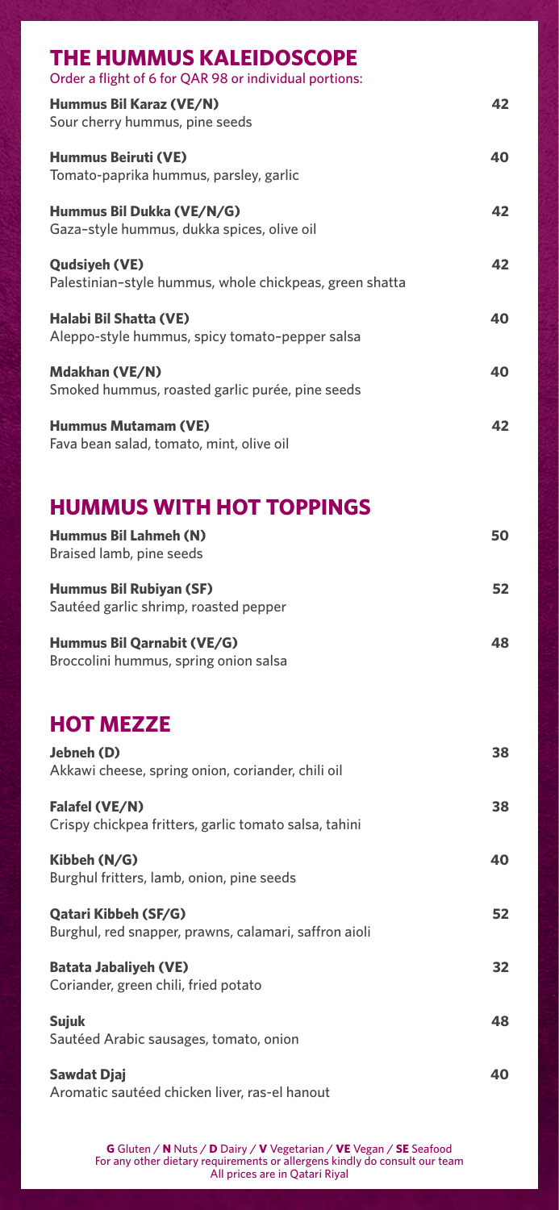## THE HUMMUS KALEIDOSCOPE

Order a flight of 6 for QAR 98 or individual portions:

**Hummus Bil Karaz (VE/N)** 42
Sour cherry hummus, pine seeds

**Hummus Beiruti (VE)** 40
Tomato-paprika hummus, parsley, garlic

**Hummus Bil Dukka (VE/N/G)** 42
Gaza-style hummus, dukka spices, olive oil

**Qudsiyeh (VE)** 42
Palestinian-style hummus, whole chickpeas, green shatta

**Halabi Bil Shatta (VE)** 40
Aleppo-style hummus, spicy tomato-pepper salsa

**Mdakhan (VE/N)** 40
Smoked hummus, roasted garlic purée, pine seeds

**Hummus Mutamam (VE)** 42
Fava bean salad, tomato, mint, olive oil

## HUMMUS WITH HOT TOPPINGS

**Hummus Bil Lahmeh (N)** 50
Braised lamb, pine seeds

**Hummus Bil Rubiyan (SF)** 52
Sautéed garlic shrimp, roasted pepper

**Hummus Bil Qarnabit (VE/G)** 48
Broccolini hummus, spring onion salsa

## HOT MEZZE

**Jebneh (D)** 38
Akkawi cheese, spring onion, coriander, chili oil

**Falafel (VE/N)** 38
Crispy chickpea fritters, garlic tomato salsa, tahini

**Kibbeh (N/G)** 40
Burghul fritters, lamb, onion, pine seeds

**Qatari Kibbeh (SF/G)** 52
Burghul, red snapper, prawns, calamari, saffron aioli

**Batata Jabaliyeh (VE)** 32
Coriander, green chili, fried potato

**Sujuk** 48
Sautéed Arabic sausages, tomato, onion

**Sawdat Djaj** 40
Aromatic sautéed chicken liver, ras-el hanout

**G** Gluten / **N** Nuts / **D** Dairy / **V** Vegetarian / **VE** Vegan / **SE** Seafood
For any other dietary requirements or allergens kindly do consult our team
All prices are in Qatari Riyal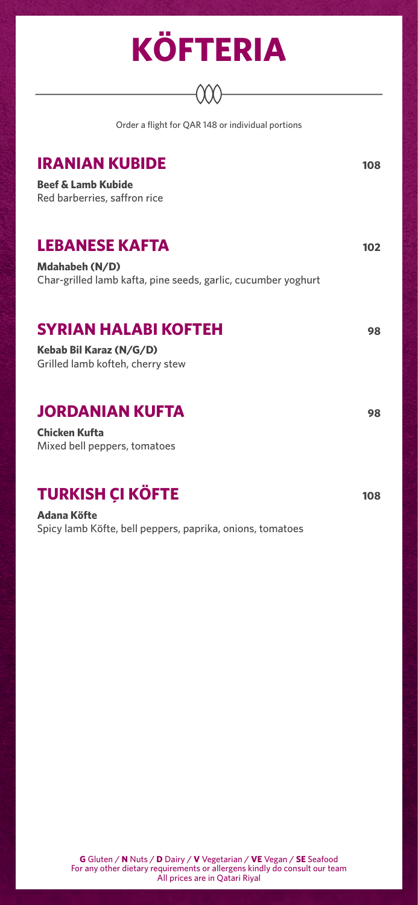# KÖFTERIA

Order a flight for QAR 148 or individual portions

## IRANIAN KUBIDE 108

**Beef & Lamb Kubide**
Red barberries, saffron rice

## LEBANESE KAFTA 102

**Mdahabeh (N/D)**
Char-grilled lamb kafta, pine seeds, garlic, cucumber yoghurt

## SYRIAN HALABI KOFTEH 98

**Kebab Bil Karaz (N/G/D)**
Grilled lamb kofteh, cherry stew

## JORDANIAN KUFTA 98

**Chicken Kufta**
Mixed bell peppers, tomatoes

## TURKISH ÇI KÖFTE 108

**Adana Köfte**
Spicy lamb Köfte, bell peppers, paprika, onions, tomatoes

**G** Gluten / **N** Nuts / **D** Dairy / **V** Vegetarian / **VE** Vegan / **SE** Seafood
For any other dietary requirements or allergens kindly do consult our team
All prices are in Qatari Riyal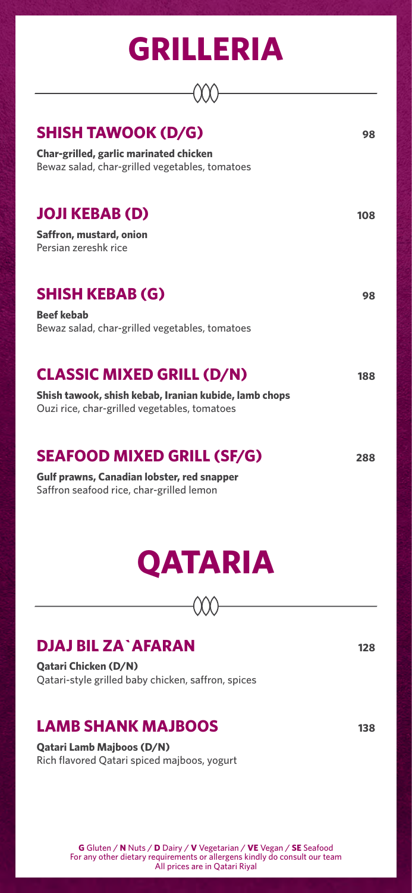# GRILLERIA

### SHISH TAWOOK (D/G) 98

**Char-grilled, garlic marinated chicken**
Bewaz salad, char-grilled vegetables, tomatoes

### JOJI KEBAB (D) 108

**Saffron, mustard, onion**
Persian zereshk rice

### SHISH KEBAB (G) 98

**Beef kebab**
Bewaz salad, char-grilled vegetables, tomatoes

### CLASSIC MIXED GRILL (D/N) 188

**Shish tawook, shish kebab, Iranian kubide, lamb chops**
Ouzi rice, char-grilled vegetables, tomatoes

### SEAFOOD MIXED GRILL (SF/G) 288

**Gulf prawns, Canadian lobster, red snapper**
Saffron seafood rice, char-grilled lemon

# QATARIA

### DJAJ BIL ZA`AFARAN 128

**Qatari Chicken (D/N)**
Qatari-style grilled baby chicken, saffron, spices

### LAMB SHANK MAJBOOS 138

**Qatari Lamb Majboos (D/N)**
Rich flavored Qatari spiced majboos, yogurt

**G** Gluten / **N** Nuts / **D** Dairy / **V** Vegetarian / **VE** Vegan / **SE** Seafood
For any other dietary requirements or allergens kindly do consult our team
All prices are in Qatari Riyal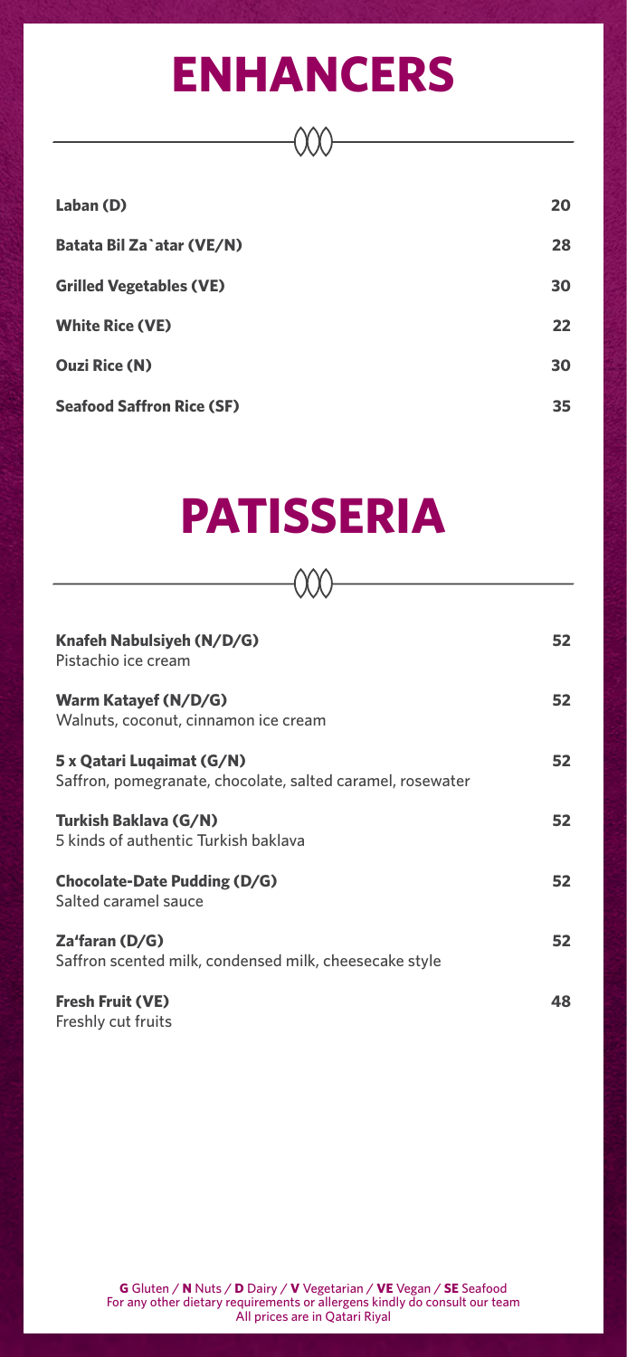# ENHANCERS

| Item | Price |
| --- | --- |
| **Laban (D)** | 20 |
| **Batata Bil Za`atar (VE/N)** | 28 |
| **Grilled Vegetables (VE)** | 30 |
| **White Rice (VE)** | 22 |
| **Ouzi Rice (N)** | 30 |
| **Seafood Saffron Rice (SF)** | 35 |

# PATISSERIA

| Item | Price |
| --- | --- |
| **Knafeh Nabulsiyeh (N/D/G)**<br>Pistachio ice cream | 52 |
| **Warm Katayef (N/D/G)**<br>Walnuts, coconut, cinnamon ice cream | 52 |
| **5 x Qatari Luqaimat (G/N)**<br>Saffron, pomegranate, chocolate, salted caramel, rosewater | 52 |
| **Turkish Baklava (G/N)**<br>5 kinds of authentic Turkish baklava | 52 |
| **Chocolate-Date Pudding (D/G)**<br>Salted caramel sauce | 52 |
| **Za'faran (D/G)**<br>Saffron scented milk, condensed milk, cheesecake style | 52 |
| **Fresh Fruit (VE)**<br>Freshly cut fruits | 48 |

**G** Gluten / **N** Nuts / **D** Dairy / **V** Vegetarian / **VE** Vegan / **SE** Seafood
For any other dietary requirements or allergens kindly do consult our team
All prices are in Qatari Riyal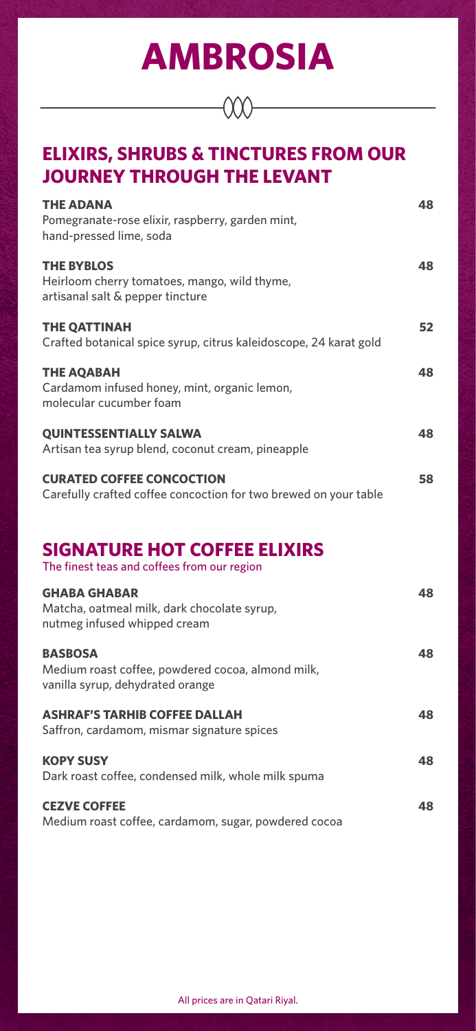# AMBROSIA

## ELIXIRS, SHRUBS & TINCTURES FROM OUR JOURNEY THROUGH THE LEVANT

**THE ADANA** 48
Pomegranate-rose elixir, raspberry, garden mint, hand-pressed lime, soda

**THE BYBLOS** 48
Heirloom cherry tomatoes, mango, wild thyme, artisanal salt & pepper tincture

**THE QATTINAH** 52
Crafted botanical spice syrup, citrus kaleidoscope, 24 karat gold

**THE AQABAH** 48
Cardamom infused honey, mint, organic lemon, molecular cucumber foam

**QUINTESSENTIALLY SALWA** 48
Artisan tea syrup blend, coconut cream, pineapple

**CURATED COFFEE CONCOCTION** 58
Carefully crafted coffee concoction for two brewed on your table

## SIGNATURE HOT COFFEE ELIXIRS

The finest teas and coffees from our region

**GHABA GHABAR** 48
Matcha, oatmeal milk, dark chocolate syrup, nutmeg infused whipped cream

**BASBOSA** 48
Medium roast coffee, powdered cocoa, almond milk, vanilla syrup, dehydrated orange

**ASHRAF'S TARHIB COFFEE DALLAH** 48
Saffron, cardamom, mismar signature spices

**KOPY SUSY** 48
Dark roast coffee, condensed milk, whole milk spuma

**CEZVE COFFEE** 48
Medium roast coffee, cardamom, sugar, powdered cocoa

All prices are in Qatari Riyal.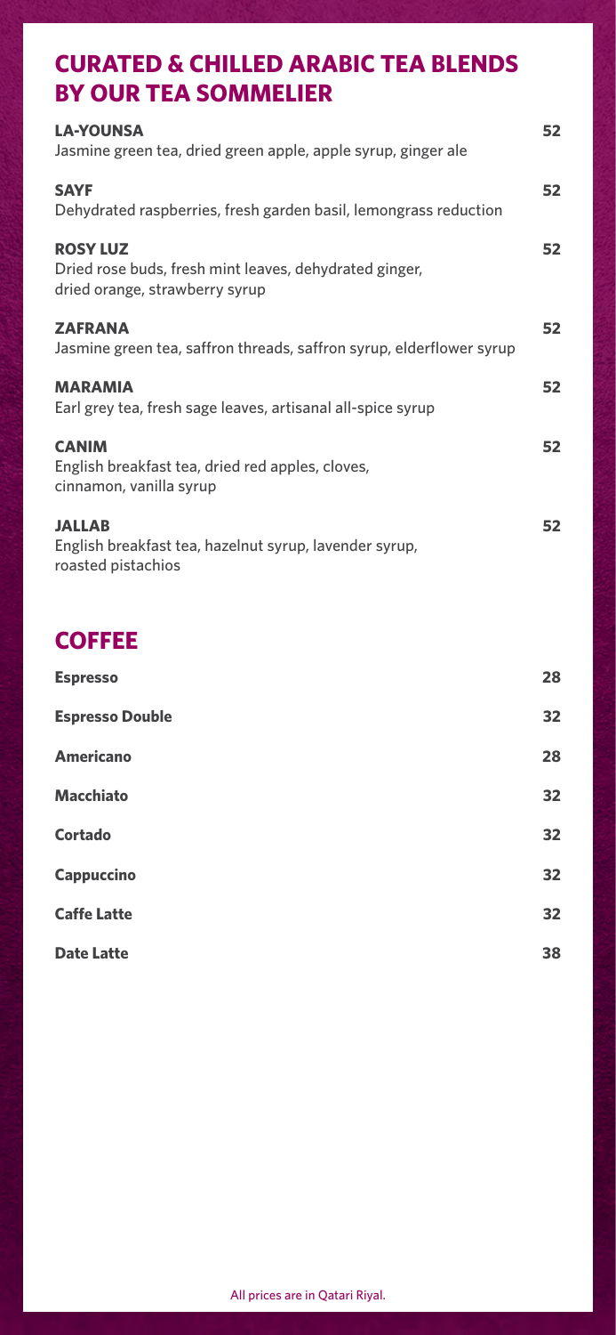## CURATED & CHILLED ARABIC TEA BLENDS BY OUR TEA SOMMELIER

| Item | Price |
|---|---|
| **LA-YOUNSA**<br>Jasmine green tea, dried green apple, apple syrup, ginger ale | 52 |
| **SAYF**<br>Dehydrated raspberries, fresh garden basil, lemongrass reduction | 52 |
| **ROSY LUZ**<br>Dried rose buds, fresh mint leaves, dehydrated ginger, dried orange, strawberry syrup | 52 |
| **ZAFRANA**<br>Jasmine green tea, saffron threads, saffron syrup, elderflower syrup | 52 |
| **MARAMIA**<br>Earl grey tea, fresh sage leaves, artisanal all-spice syrup | 52 |
| **CANIM**<br>English breakfast tea, dried red apples, cloves, cinnamon, vanilla syrup | 52 |
| **JALLAB**<br>English breakfast tea, hazelnut syrup, lavender syrup, roasted pistachios | 52 |

## COFFEE

| Item | Price |
|---|---|
| **Espresso** | 28 |
| **Espresso Double** | 32 |
| **Americano** | 28 |
| **Macchiato** | 32 |
| **Cortado** | 32 |
| **Cappuccino** | 32 |
| **Caffe Latte** | 32 |
| **Date Latte** | 38 |

All prices are in Qatari Riyal.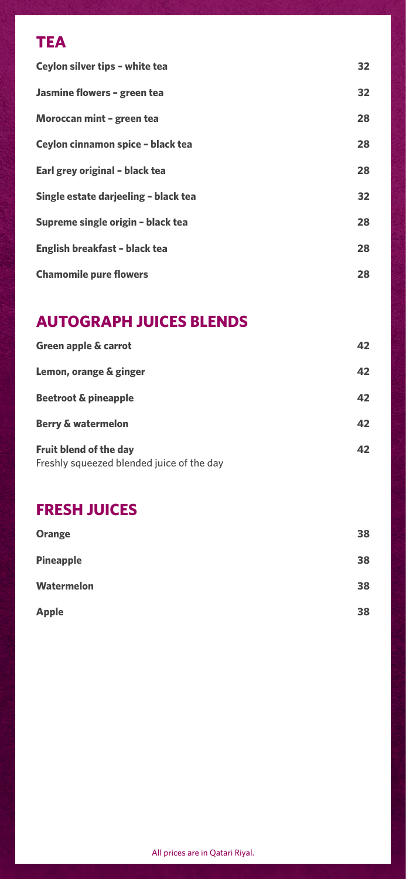## TEA

| | |
|---|---|
| **Ceylon silver tips - white tea** | **32** |
| **Jasmine flowers - green tea** | **32** |
| **Moroccan mint - green tea** | **28** |
| **Ceylon cinnamon spice - black tea** | **28** |
| **Earl grey original - black tea** | **28** |
| **Single estate darjeeling - black tea** | **32** |
| **Supreme single origin - black tea** | **28** |
| **English breakfast - black tea** | **28** |
| **Chamomile pure flowers** | **28** |

## AUTOGRAPH JUICES BLENDS

| | |
|---|---|
| **Green apple & carrot** | **42** |
| **Lemon, orange & ginger** | **42** |
| **Beetroot & pineapple** | **42** |
| **Berry & watermelon** | **42** |
| **Fruit blend of the day**<br>Freshly squeezed blended juice of the day | **42** |

## FRESH JUICES

| | |
|---|---|
| **Orange** | **38** |
| **Pineapple** | **38** |
| **Watermelon** | **38** |
| **Apple** | **38** |

All prices are in Qatari Riyal.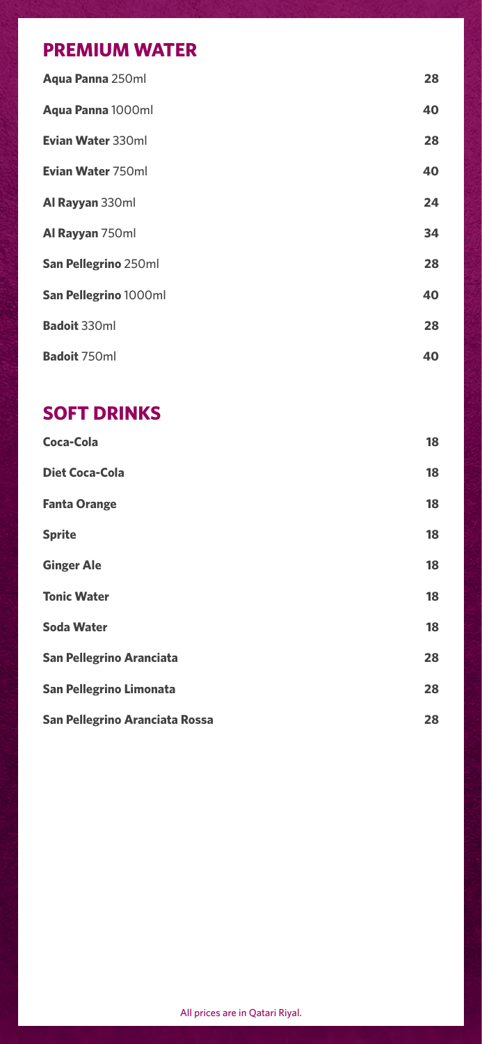## PREMIUM WATER

| | |
|---|---|
| **Aqua Panna** 250ml | **28** |
| **Aqua Panna** 1000ml | **40** |
| **Evian Water** 330ml | **28** |
| **Evian Water** 750ml | **40** |
| **Al Rayyan** 330ml | **24** |
| **Al Rayyan** 750ml | **34** |
| **San Pellegrino** 250ml | **28** |
| **San Pellegrino** 1000ml | **40** |
| **Badoit** 330ml | **28** |
| **Badoit** 750ml | **40** |

## SOFT DRINKS

| | |
|---|---|
| **Coca-Cola** | **18** |
| **Diet Coca-Cola** | **18** |
| **Fanta Orange** | **18** |
| **Sprite** | **18** |
| **Ginger Ale** | **18** |
| **Tonic Water** | **18** |
| **Soda Water** | **18** |
| **San Pellegrino Aranciata** | **28** |
| **San Pellegrino Limonata** | **28** |
| **San Pellegrino Aranciata Rossa** | **28** |

All prices are in Qatari Riyal.